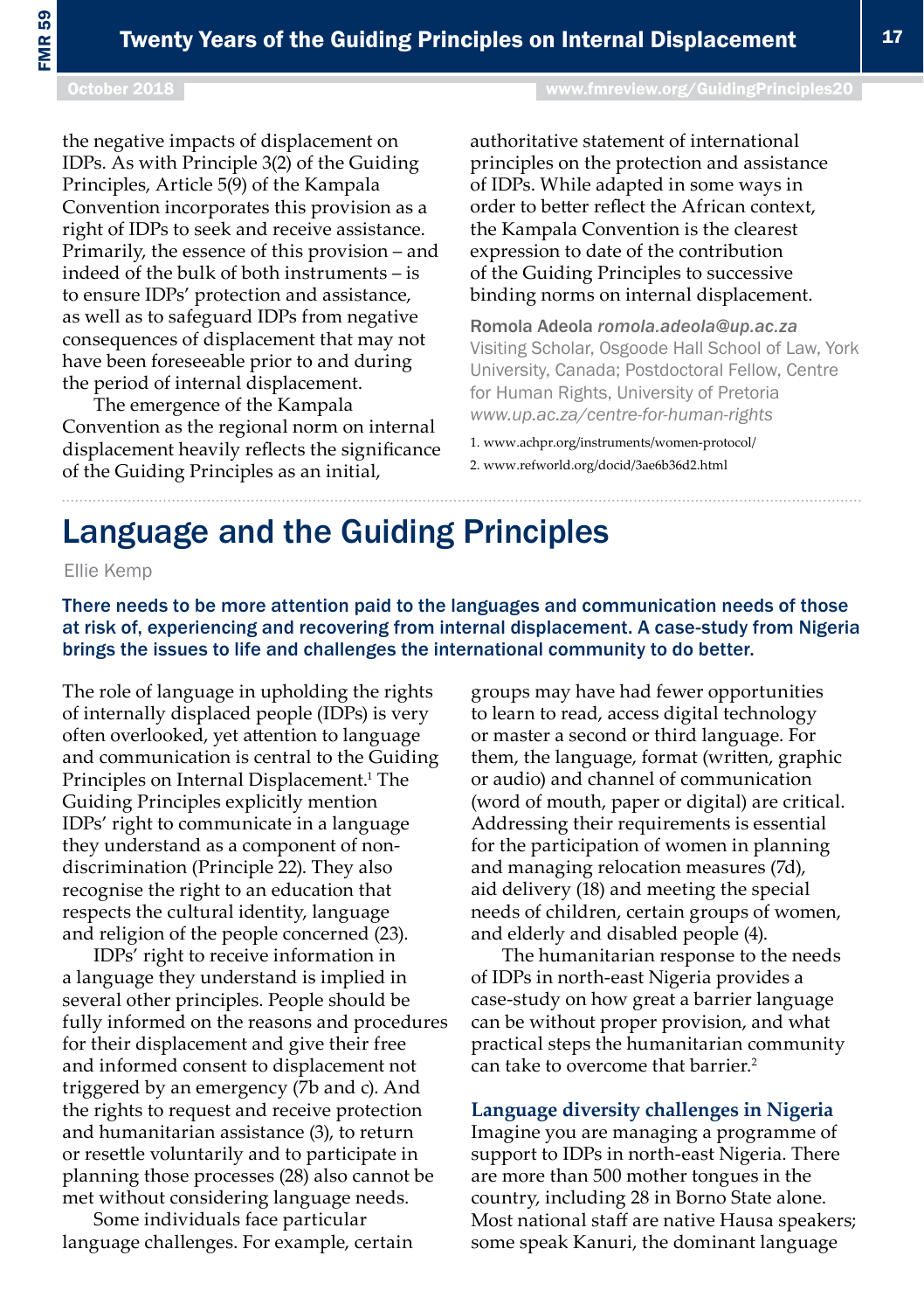the negative impacts of displacement on IDPs. As with Principle 3(2) of the Guiding Principles, Article 5(9) of the Kampala Convention incorporates this provision as a right of IDPs to seek and receive assistance. Primarily, the essence of this provision – and indeed of the bulk of both instruments – is to ensure IDPs' protection and assistance, as well as to safeguard IDPs from negative consequences of displacement that may not have been foreseeable prior to and during the period of internal displacement.

The emergence of the Kampala Convention as the regional norm on internal displacement heavily reflects the significance of the Guiding Principles as an initial, authoritative statement of international principles on the protection and assistance of IDPs. While adapted in some ways in order to better reflect the African context, the Kampala Convention is the clearest expression to date of the contribution of the Guiding Principles to successive binding norms on internal displacement.

**Romola Adeola** *romola.adeola@up.ac.za*
Visiting Scholar, Osgoode Hall School of Law, York University, Canada; Postdoctoral Fellow, Centre for Human Rights, University of Pretoria
*www.up.ac.za/centre-for-human-rights*

1. www.achpr.org/instruments/women-protocol/
2. www.refworld.org/docid/3ae6b36d2.html

# Language and the Guiding Principles

Ellie Kemp

**There needs to be more attention paid to the languages and communication needs of those at risk of, experiencing and recovering from internal displacement. A case-study from Nigeria brings the issues to life and challenges the international community to do better.**

The role of language in upholding the rights of internally displaced people (IDPs) is very often overlooked, yet attention to language and communication is central to the Guiding Principles on Internal Displacement.[1] The Guiding Principles explicitly mention IDPs' right to communicate in a language they understand as a component of non-discrimination (Principle 22). They also recognise the right to an education that respects the cultural identity, language and religion of the people concerned (23).

IDPs' right to receive information in a language they understand is implied in several other principles. People should be fully informed on the reasons and procedures for their displacement and give their free and informed consent to displacement not triggered by an emergency (7b and c). And the rights to request and receive protection and humanitarian assistance (3), to return or resettle voluntarily and to participate in planning those processes (28) also cannot be met without considering language needs.

Some individuals face particular language challenges. For example, certain groups may have had fewer opportunities to learn to read, access digital technology or master a second or third language. For them, the language, format (written, graphic or audio) and channel of communication (word of mouth, paper or digital) are critical. Addressing their requirements is essential for the participation of women in planning and managing relocation measures (7d), aid delivery (18) and meeting the special needs of children, certain groups of women, and elderly and disabled people (4).

The humanitarian response to the needs of IDPs in north-east Nigeria provides a case-study on how great a barrier language can be without proper provision, and what practical steps the humanitarian community can take to overcome that barrier.[2]

### Language diversity challenges in Nigeria

Imagine you are managing a programme of support to IDPs in north-east Nigeria. There are more than 500 mother tongues in the country, including 28 in Borno State alone. Most national staff are native Hausa speakers; some speak Kanuri, the dominant language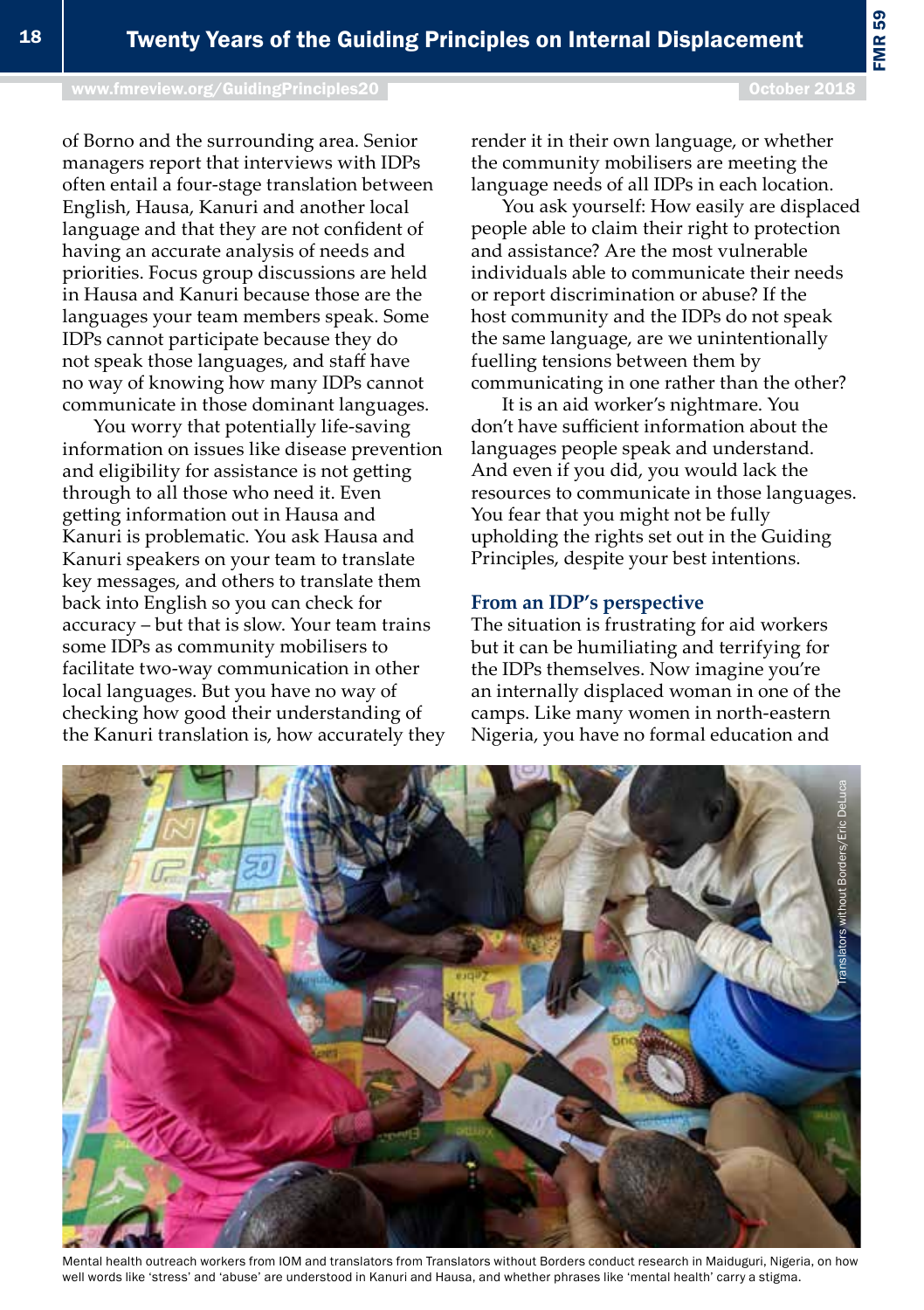of Borno and the surrounding area. Senior managers report that interviews with IDPs often entail a four-stage translation between English, Hausa, Kanuri and another local language and that they are not confident of having an accurate analysis of needs and priorities. Focus group discussions are held in Hausa and Kanuri because those are the languages your team members speak. Some IDPs cannot participate because they do not speak those languages, and staff have no way of knowing how many IDPs cannot communicate in those dominant languages.

You worry that potentially life-saving information on issues like disease prevention and eligibility for assistance is not getting through to all those who need it. Even getting information out in Hausa and Kanuri is problematic. You ask Hausa and Kanuri speakers on your team to translate key messages, and others to translate them back into English so you can check for accuracy – but that is slow. Your team trains some IDPs as community mobilisers to facilitate two-way communication in other local languages. But you have no way of checking how good their understanding of the Kanuri translation is, how accurately they render it in their own language, or whether the community mobilisers are meeting the language needs of all IDPs in each location.

You ask yourself: How easily are displaced people able to claim their right to protection and assistance? Are the most vulnerable individuals able to communicate their needs or report discrimination or abuse? If the host community and the IDPs do not speak the same language, are we unintentionally fuelling tensions between them by communicating in one rather than the other?

It is an aid worker's nightmare. You don't have sufficient information about the languages people speak and understand. And even if you did, you would lack the resources to communicate in those languages. You fear that you might not be fully upholding the rights set out in the Guiding Principles, despite your best intentions.

## From an IDP's perspective

The situation is frustrating for aid workers but it can be humiliating and terrifying for the IDPs themselves. Now imagine you're an internally displaced woman in one of the camps. Like many women in north-eastern Nigeria, you have no formal education and

Translators without Borders/Eric DeLuca

Mental health outreach workers from IOM and translators from Translators without Borders conduct research in Maiduguri, Nigeria, on how well words like 'stress' and 'abuse' are understood in Kanuri and Hausa, and whether phrases like 'mental health' carry a stigma.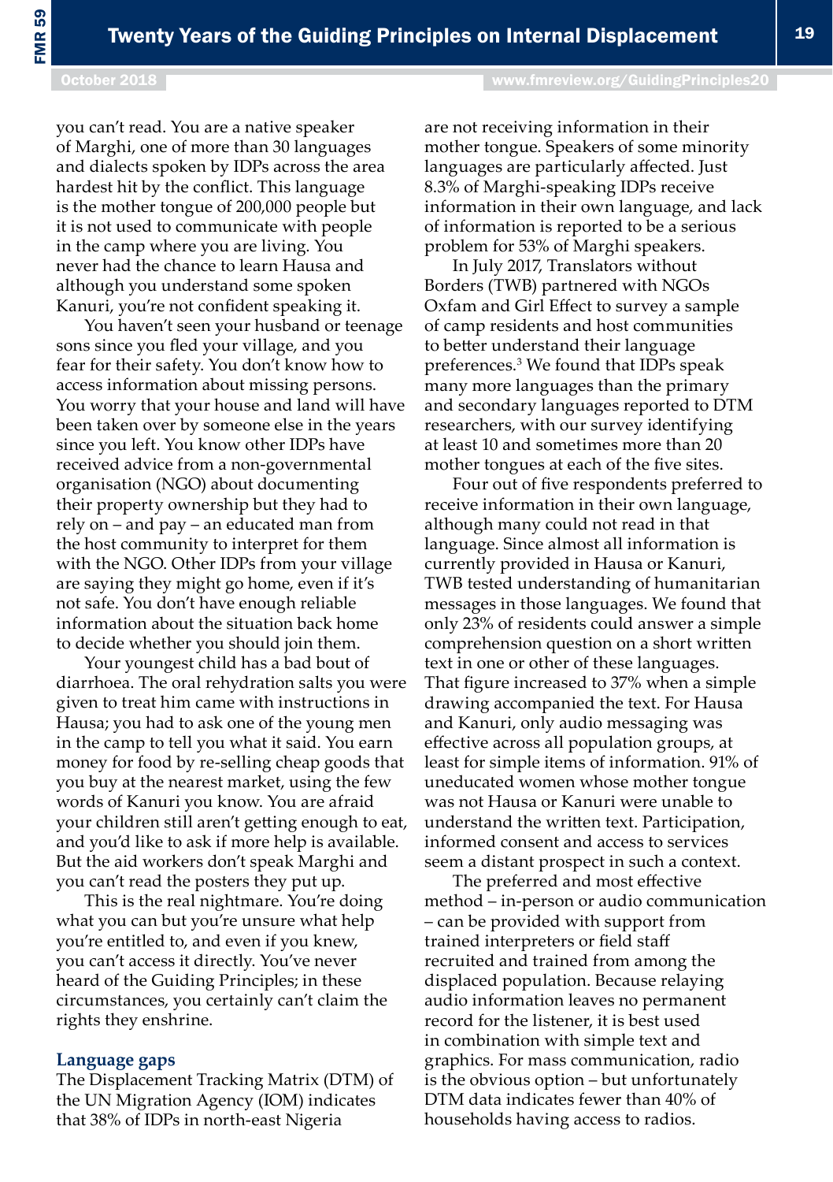you can't read. You are a native speaker of Marghi, one of more than 30 languages and dialects spoken by IDPs across the area hardest hit by the conflict. This language is the mother tongue of 200,000 people but it is not used to communicate with people in the camp where you are living. You never had the chance to learn Hausa and although you understand some spoken Kanuri, you're not confident speaking it.

You haven't seen your husband or teenage sons since you fled your village, and you fear for their safety. You don't know how to access information about missing persons. You worry that your house and land will have been taken over by someone else in the years since you left. You know other IDPs have received advice from a non-governmental organisation (NGO) about documenting their property ownership but they had to rely on – and pay – an educated man from the host community to interpret for them with the NGO. Other IDPs from your village are saying they might go home, even if it's not safe. You don't have enough reliable information about the situation back home to decide whether you should join them.

Your youngest child has a bad bout of diarrhoea. The oral rehydration salts you were given to treat him came with instructions in Hausa; you had to ask one of the young men in the camp to tell you what it said. You earn money for food by re-selling cheap goods that you buy at the nearest market, using the few words of Kanuri you know. You are afraid your children still aren't getting enough to eat, and you'd like to ask if more help is available. But the aid workers don't speak Marghi and you can't read the posters they put up.

This is the real nightmare. You're doing what you can but you're unsure what help you're entitled to, and even if you knew, you can't access it directly. You've never heard of the Guiding Principles; in these circumstances, you certainly can't claim the rights they enshrine.

## Language gaps

The Displacement Tracking Matrix (DTM) of the UN Migration Agency (IOM) indicates that 38% of IDPs in north-east Nigeria are not receiving information in their mother tongue. Speakers of some minority languages are particularly affected. Just 8.3% of Marghi-speaking IDPs receive information in their own language, and lack of information is reported to be a serious problem for 53% of Marghi speakers.

In July 2017, Translators without Borders (TWB) partnered with NGOs Oxfam and Girl Effect to survey a sample of camp residents and host communities to better understand their language preferences.[3] We found that IDPs speak many more languages than the primary and secondary languages reported to DTM researchers, with our survey identifying at least 10 and sometimes more than 20 mother tongues at each of the five sites.

Four out of five respondents preferred to receive information in their own language, although many could not read in that language. Since almost all information is currently provided in Hausa or Kanuri, TWB tested understanding of humanitarian messages in those languages. We found that only 23% of residents could answer a simple comprehension question on a short written text in one or other of these languages. That figure increased to 37% when a simple drawing accompanied the text. For Hausa and Kanuri, only audio messaging was effective across all population groups, at least for simple items of information. 91% of uneducated women whose mother tongue was not Hausa or Kanuri were unable to understand the written text. Participation, informed consent and access to services seem a distant prospect in such a context.

The preferred and most effective method – in-person or audio communication – can be provided with support from trained interpreters or field staff recruited and trained from among the displaced population. Because relaying audio information leaves no permanent record for the listener, it is best used in combination with simple text and graphics. For mass communication, radio is the obvious option – but unfortunately DTM data indicates fewer than 40% of households having access to radios.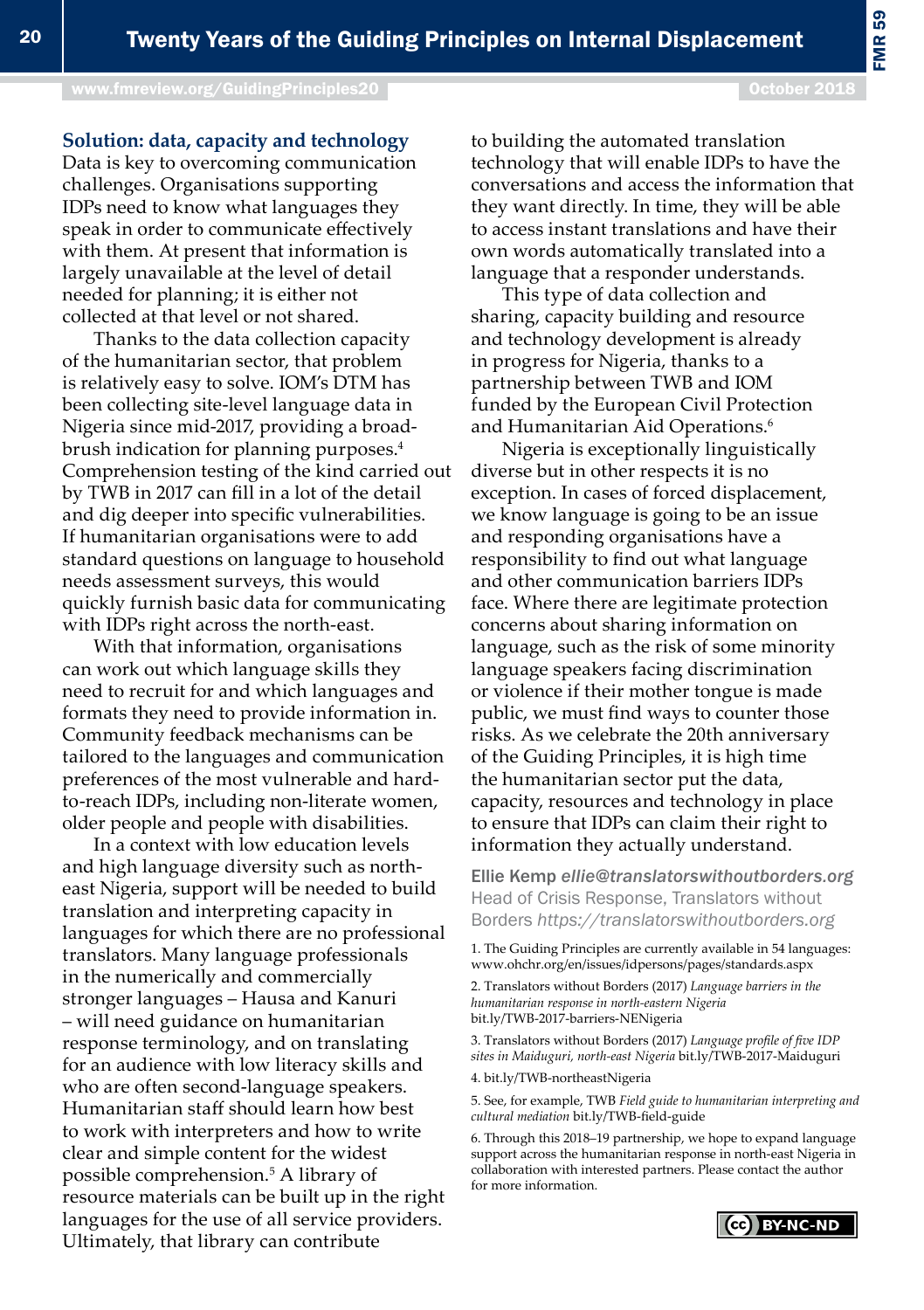### Solution: data, capacity and technology

Data is key to overcoming communication challenges. Organisations supporting IDPs need to know what languages they speak in order to communicate effectively with them. At present that information is largely unavailable at the level of detail needed for planning; it is either not collected at that level or not shared.

Thanks to the data collection capacity of the humanitarian sector, that problem is relatively easy to solve. IOM's DTM has been collecting site-level language data in Nigeria since mid-2017, providing a broad-brush indication for planning purposes.[4] Comprehension testing of the kind carried out by TWB in 2017 can fill in a lot of the detail and dig deeper into specific vulnerabilities. If humanitarian organisations were to add standard questions on language to household needs assessment surveys, this would quickly furnish basic data for communicating with IDPs right across the north-east.

With that information, organisations can work out which language skills they need to recruit for and which languages and formats they need to provide information in. Community feedback mechanisms can be tailored to the languages and communication preferences of the most vulnerable and hard-to-reach IDPs, including non-literate women, older people and people with disabilities.

In a context with low education levels and high language diversity such as north-east Nigeria, support will be needed to build translation and interpreting capacity in languages for which there are no professional translators. Many language professionals in the numerically and commercially stronger languages – Hausa and Kanuri – will need guidance on humanitarian response terminology, and on translating for an audience with low literacy skills and who are often second-language speakers. Humanitarian staff should learn how best to work with interpreters and how to write clear and simple content for the widest possible comprehension.[5] A library of resource materials can be built up in the right languages for the use of all service providers. Ultimately, that library can contribute to building the automated translation technology that will enable IDPs to have the conversations and access the information that they want directly. In time, they will be able to access instant translations and have their own words automatically translated into a language that a responder understands.

This type of data collection and sharing, capacity building and resource and technology development is already in progress for Nigeria, thanks to a partnership between TWB and IOM funded by the European Civil Protection and Humanitarian Aid Operations.[6]

Nigeria is exceptionally linguistically diverse but in other respects it is no exception. In cases of forced displacement, we know language is going to be an issue and responding organisations have a responsibility to find out what language and other communication barriers IDPs face. Where there are legitimate protection concerns about sharing information on language, such as the risk of some minority language speakers facing discrimination or violence if their mother tongue is made public, we must find ways to counter those risks. As we celebrate the 20th anniversary of the Guiding Principles, it is high time the humanitarian sector put the data, capacity, resources and technology in place to ensure that IDPs can claim their right to information they actually understand.

Ellie Kemp *ellie@translatorswithoutborders.org*
Head of Crisis Response, Translators without Borders *https://translatorswithoutborders.org*

1. The Guiding Principles are currently available in 54 languages: www.ohchr.org/en/issues/idpersons/pages/standards.aspx

2. Translators without Borders (2017) *Language barriers in the humanitarian response in north-eastern Nigeria* bit.ly/TWB-2017-barriers-NENigeria

3. Translators without Borders (2017) *Language profile of five IDP sites in Maiduguri, north-east Nigeria* bit.ly/TWB-2017-Maiduguri

4. bit.ly/TWB-northeastNigeria

5. See, for example, TWB *Field guide to humanitarian interpreting and cultural mediation* bit.ly/TWB-field-guide

6. Through this 2018–19 partnership, we hope to expand language support across the humanitarian response in north-east Nigeria in collaboration with interested partners. Please contact the author for more information.